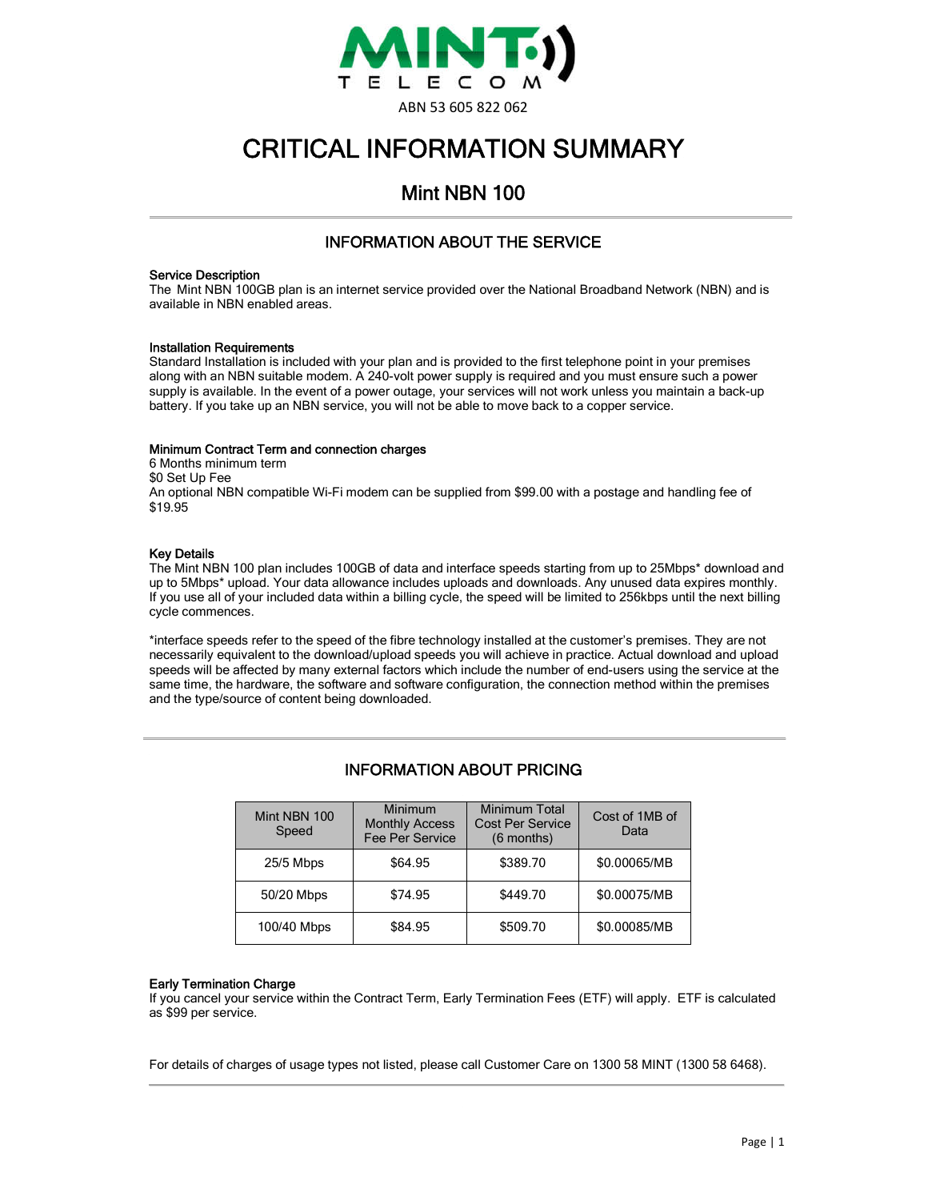MINT TELECOM

ABN 53 605 822 062

# CRITICAL INFORMATION SUMMARY

## Mint NBN 100

### INFORMATION ABOUT THE SERVICE

**Service Description**
The Mint NBN 100GB plan is an internet service provided over the National Broadband Network (NBN) and is available in NBN enabled areas.

**Installation Requirements**
Standard Installation is included with your plan and is provided to the first telephone point in your premises along with an NBN suitable modem. A 240-volt power supply is required and you must ensure such a power supply is available. In the event of a power outage, your services will not work unless you maintain a back-up battery. If you take up an NBN service, you will not be able to move back to a copper service.

**Minimum Contract Term and connection charges**
6 Months minimum term
$0 Set Up Fee
An optional NBN compatible Wi-Fi modem can be supplied from $99.00 with a postage and handling fee of $19.95

**Key Details**
The Mint NBN 100 plan includes 100GB of data and interface speeds starting from up to 25Mbps* download and up to 5Mbps* upload. Your data allowance includes uploads and downloads. Any unused data expires monthly. If you use all of your included data within a billing cycle, the speed will be limited to 256kbps until the next billing cycle commences.

*interface speeds refer to the speed of the fibre technology installed at the customer's premises. They are not necessarily equivalent to the download/upload speeds you will achieve in practice. Actual download and upload speeds will be affected by many external factors which include the number of end-users using the service at the same time, the hardware, the software and software configuration, the connection method within the premises and the type/source of content being downloaded.

### INFORMATION ABOUT PRICING

| Mint NBN 100 Speed | Minimum Monthly Access Fee Per Service | Minimum Total Cost Per Service (6 months) | Cost of 1MB of Data |
|---|---|---|---|
| 25/5 Mbps | $64.95 | $389.70 | $0.00065/MB |
| 50/20 Mbps | $74.95 | $449.70 | $0.00075/MB |
| 100/40 Mbps | $84.95 | $509.70 | $0.00085/MB |

**Early Termination Charge**
If you cancel your service within the Contract Term, Early Termination Fees (ETF) will apply. ETF is calculated as $99 per service.

For details of charges of usage types not listed, please call Customer Care on 1300 58 MINT (1300 58 6468).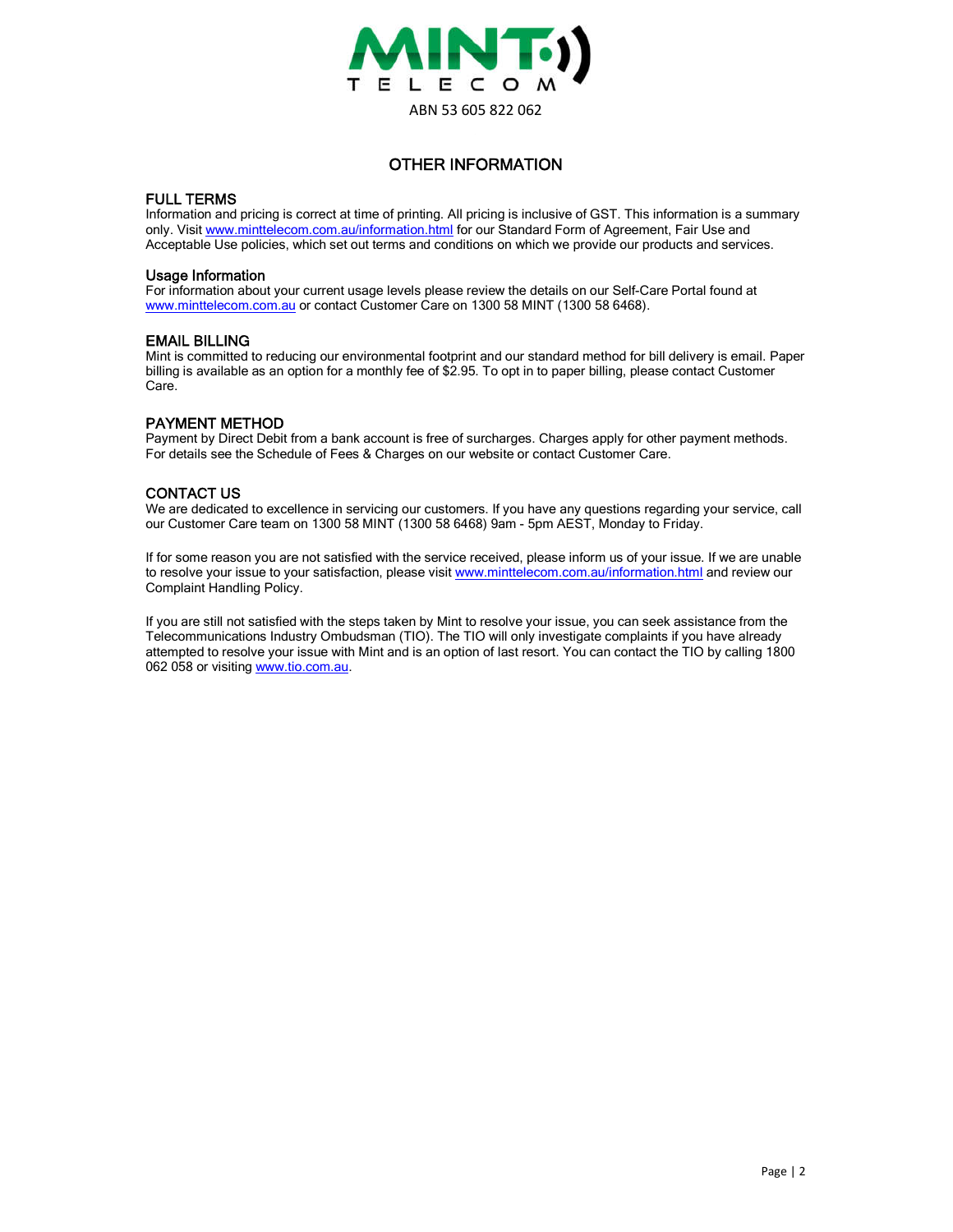MINT TELECOM

ABN 53 605 822 062

# OTHER INFORMATION

## FULL TERMS

Information and pricing is correct at time of printing. All pricing is inclusive of GST. This information is a summary only. Visit www.minttelecom.com.au/information.html for our Standard Form of Agreement, Fair Use and Acceptable Use policies, which set out terms and conditions on which we provide our products and services.

## Usage Information

For information about your current usage levels please review the details on our Self-Care Portal found at www.minttelecom.com.au or contact Customer Care on 1300 58 MINT (1300 58 6468).

## EMAIL BILLING

Mint is committed to reducing our environmental footprint and our standard method for bill delivery is email. Paper billing is available as an option for a monthly fee of $2.95. To opt in to paper billing, please contact Customer Care.

## PAYMENT METHOD

Payment by Direct Debit from a bank account is free of surcharges. Charges apply for other payment methods. For details see the Schedule of Fees & Charges on our website or contact Customer Care.

## CONTACT US

We are dedicated to excellence in servicing our customers. If you have any questions regarding your service, call our Customer Care team on 1300 58 MINT (1300 58 6468) 9am - 5pm AEST, Monday to Friday.

If for some reason you are not satisfied with the service received, please inform us of your issue. If we are unable to resolve your issue to your satisfaction, please visit www.minttelecom.com.au/information.html and review our Complaint Handling Policy.

If you are still not satisfied with the steps taken by Mint to resolve your issue, you can seek assistance from the Telecommunications Industry Ombudsman (TIO). The TIO will only investigate complaints if you have already attempted to resolve your issue with Mint and is an option of last resort. You can contact the TIO by calling 1800 062 058 or visiting www.tio.com.au.